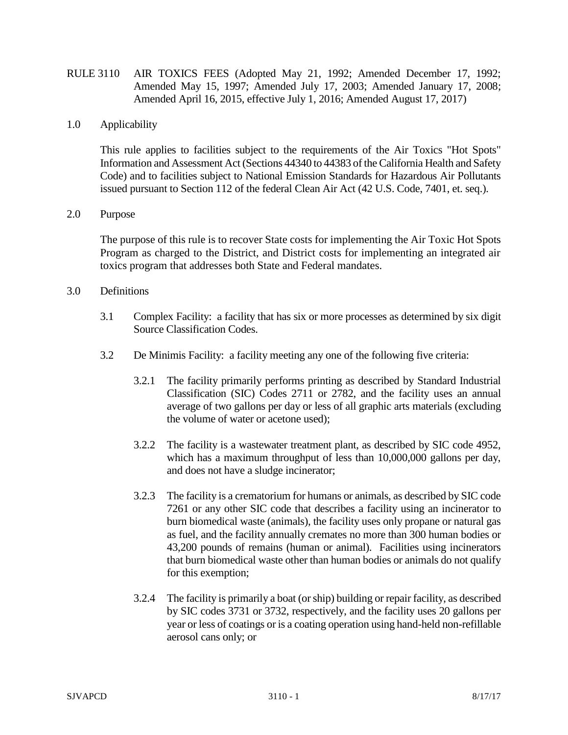# RULE 3110 AIR TOXICS FEES (Adopted May 21, 1992; Amended December 17, 1992; Amended May 15, 1997; Amended July 17, 2003; Amended January 17, 2008; Amended April 16, 2015, effective July 1, 2016; Amended August 17, 2017)

## 1.0 Applicability

This rule applies to facilities subject to the requirements of the Air Toxics "Hot Spots" Information and Assessment Act (Sections 44340 to 44383 of the California Health and Safety Code) and to facilities subject to National Emission Standards for Hazardous Air Pollutants issued pursuant to Section 112 of the federal Clean Air Act (42 U.S. Code, 7401, et. seq.).

## 2.0 Purpose

The purpose of this rule is to recover State costs for implementing the Air Toxic Hot Spots Program as charged to the District, and District costs for implementing an integrated air toxics program that addresses both State and Federal mandates.

## 3.0 Definitions

3.1 Complex Facility: a facility that has six or more processes as determined by six digit Source Classification Codes.

3.2 De Minimis Facility: a facility meeting any one of the following five criteria:

3.2.1 The facility primarily performs printing as described by Standard Industrial Classification (SIC) Codes 2711 or 2782, and the facility uses an annual average of two gallons per day or less of all graphic arts materials (excluding the volume of water or acetone used);

3.2.2 The facility is a wastewater treatment plant, as described by SIC code 4952, which has a maximum throughput of less than 10,000,000 gallons per day, and does not have a sludge incinerator;

3.2.3 The facility is a crematorium for humans or animals, as described by SIC code 7261 or any other SIC code that describes a facility using an incinerator to burn biomedical waste (animals), the facility uses only propane or natural gas as fuel, and the facility annually cremates no more than 300 human bodies or 43,200 pounds of remains (human or animal). Facilities using incinerators that burn biomedical waste other than human bodies or animals do not qualify for this exemption;

3.2.4 The facility is primarily a boat (or ship) building or repair facility, as described by SIC codes 3731 or 3732, respectively, and the facility uses 20 gallons per year or less of coatings or is a coating operation using hand-held non-refillable aerosol cans only; or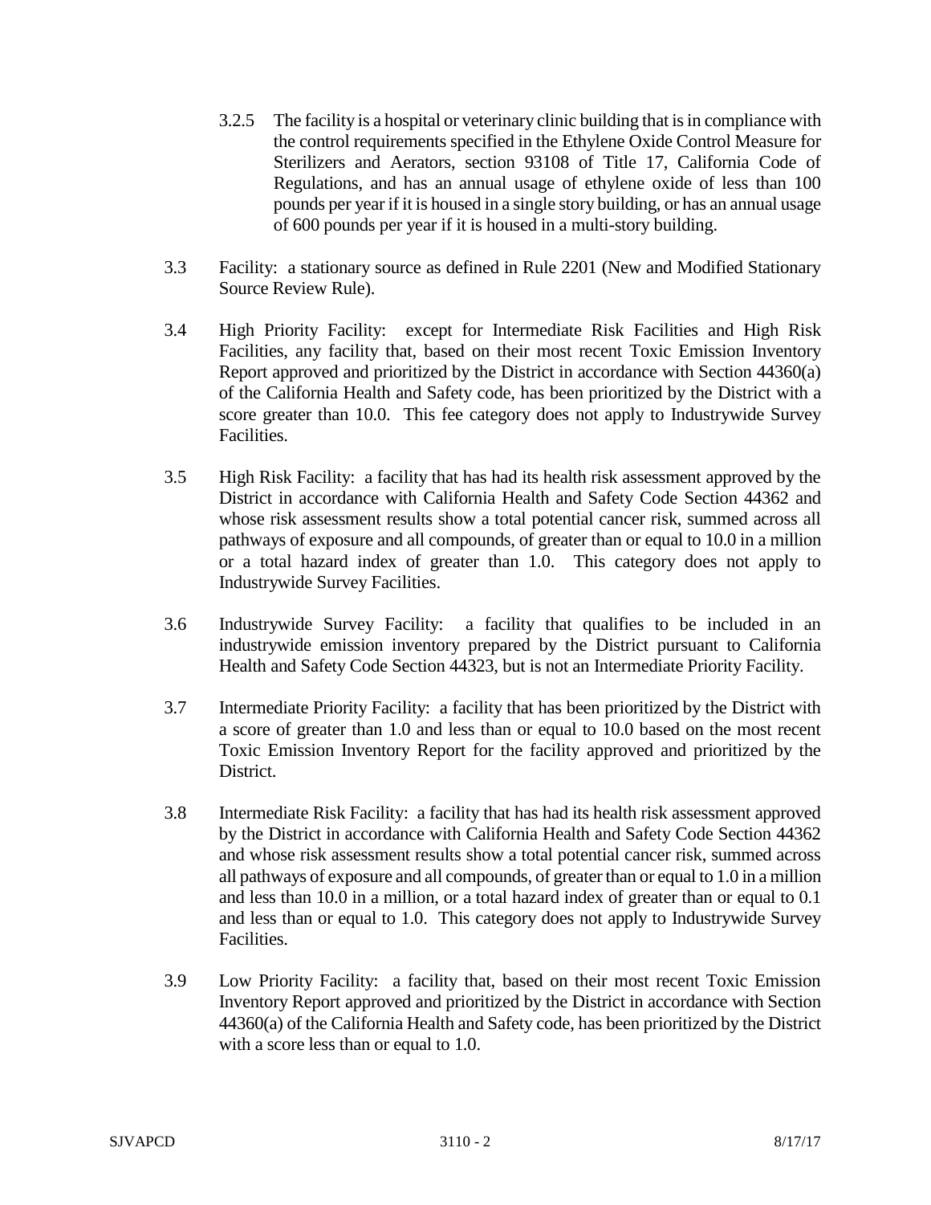3.2.5 The facility is a hospital or veterinary clinic building that is in compliance with the control requirements specified in the Ethylene Oxide Control Measure for Sterilizers and Aerators, section 93108 of Title 17, California Code of Regulations, and has an annual usage of ethylene oxide of less than 100 pounds per year if it is housed in a single story building, or has an annual usage of 600 pounds per year if it is housed in a multi-story building.

3.3 Facility: a stationary source as defined in Rule 2201 (New and Modified Stationary Source Review Rule).

3.4 High Priority Facility: except for Intermediate Risk Facilities and High Risk Facilities, any facility that, based on their most recent Toxic Emission Inventory Report approved and prioritized by the District in accordance with Section 44360(a) of the California Health and Safety code, has been prioritized by the District with a score greater than 10.0. This fee category does not apply to Industrywide Survey Facilities.

3.5 High Risk Facility: a facility that has had its health risk assessment approved by the District in accordance with California Health and Safety Code Section 44362 and whose risk assessment results show a total potential cancer risk, summed across all pathways of exposure and all compounds, of greater than or equal to 10.0 in a million or a total hazard index of greater than 1.0. This category does not apply to Industrywide Survey Facilities.

3.6 Industrywide Survey Facility: a facility that qualifies to be included in an industrywide emission inventory prepared by the District pursuant to California Health and Safety Code Section 44323, but is not an Intermediate Priority Facility.

3.7 Intermediate Priority Facility: a facility that has been prioritized by the District with a score of greater than 1.0 and less than or equal to 10.0 based on the most recent Toxic Emission Inventory Report for the facility approved and prioritized by the District.

3.8 Intermediate Risk Facility: a facility that has had its health risk assessment approved by the District in accordance with California Health and Safety Code Section 44362 and whose risk assessment results show a total potential cancer risk, summed across all pathways of exposure and all compounds, of greater than or equal to 1.0 in a million and less than 10.0 in a million, or a total hazard index of greater than or equal to 0.1 and less than or equal to 1.0. This category does not apply to Industrywide Survey Facilities.

3.9 Low Priority Facility: a facility that, based on their most recent Toxic Emission Inventory Report approved and prioritized by the District in accordance with Section 44360(a) of the California Health and Safety code, has been prioritized by the District with a score less than or equal to 1.0.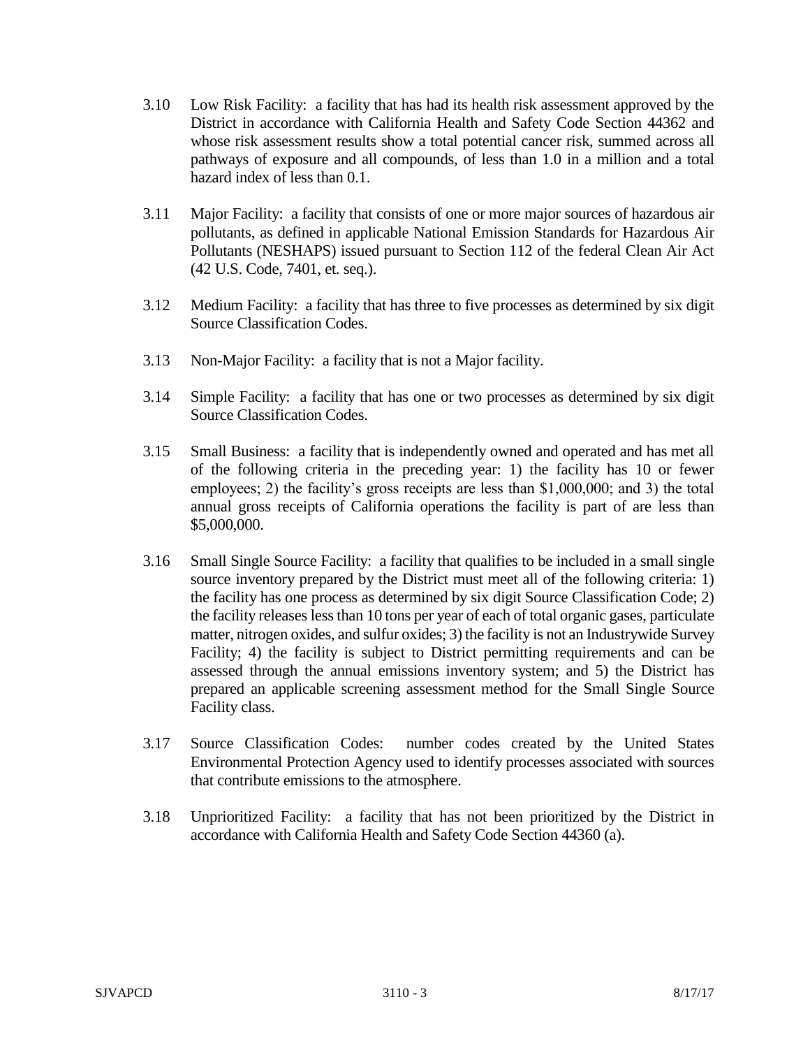3.10 Low Risk Facility: a facility that has had its health risk assessment approved by the District in accordance with California Health and Safety Code Section 44362 and whose risk assessment results show a total potential cancer risk, summed across all pathways of exposure and all compounds, of less than 1.0 in a million and a total hazard index of less than 0.1.

3.11 Major Facility: a facility that consists of one or more major sources of hazardous air pollutants, as defined in applicable National Emission Standards for Hazardous Air Pollutants (NESHAPS) issued pursuant to Section 112 of the federal Clean Air Act (42 U.S. Code, 7401, et. seq.).

3.12 Medium Facility: a facility that has three to five processes as determined by six digit Source Classification Codes.

3.13 Non-Major Facility: a facility that is not a Major facility.

3.14 Simple Facility: a facility that has one or two processes as determined by six digit Source Classification Codes.

3.15 Small Business: a facility that is independently owned and operated and has met all of the following criteria in the preceding year: 1) the facility has 10 or fewer employees; 2) the facility's gross receipts are less than $1,000,000; and 3) the total annual gross receipts of California operations the facility is part of are less than $5,000,000.

3.16 Small Single Source Facility: a facility that qualifies to be included in a small single source inventory prepared by the District must meet all of the following criteria: 1) the facility has one process as determined by six digit Source Classification Code; 2) the facility releases less than 10 tons per year of each of total organic gases, particulate matter, nitrogen oxides, and sulfur oxides; 3) the facility is not an Industrywide Survey Facility; 4) the facility is subject to District permitting requirements and can be assessed through the annual emissions inventory system; and 5) the District has prepared an applicable screening assessment method for the Small Single Source Facility class.

3.17 Source Classification Codes: number codes created by the United States Environmental Protection Agency used to identify processes associated with sources that contribute emissions to the atmosphere.

3.18 Unprioritized Facility: a facility that has not been prioritized by the District in accordance with California Health and Safety Code Section 44360 (a).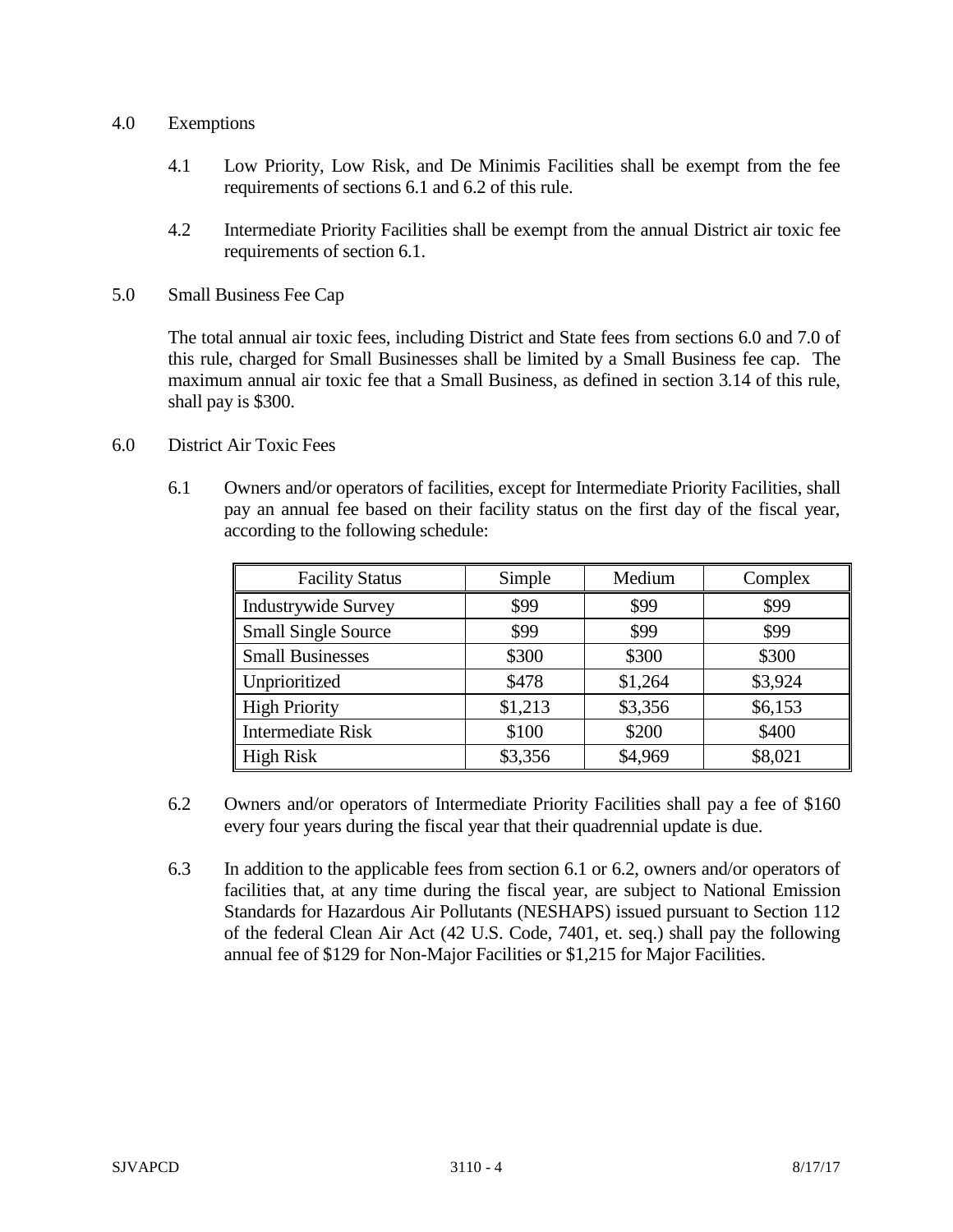4.0 Exemptions

4.1 Low Priority, Low Risk, and De Minimis Facilities shall be exempt from the fee requirements of sections 6.1 and 6.2 of this rule.

4.2 Intermediate Priority Facilities shall be exempt from the annual District air toxic fee requirements of section 6.1.

5.0 Small Business Fee Cap

The total annual air toxic fees, including District and State fees from sections 6.0 and 7.0 of this rule, charged for Small Businesses shall be limited by a Small Business fee cap. The maximum annual air toxic fee that a Small Business, as defined in section 3.14 of this rule, shall pay is $300.

6.0 District Air Toxic Fees

6.1 Owners and/or operators of facilities, except for Intermediate Priority Facilities, shall pay an annual fee based on their facility status on the first day of the fiscal year, according to the following schedule:

| Facility Status | Simple | Medium | Complex |
|---|---|---|---|
| Industrywide Survey | $99 | $99 | $99 |
| Small Single Source | $99 | $99 | $99 |
| Small Businesses | $300 | $300 | $300 |
| Unprioritized | $478 | $1,264 | $3,924 |
| High Priority | $1,213 | $3,356 | $6,153 |
| Intermediate Risk | $100 | $200 | $400 |
| High Risk | $3,356 | $4,969 | $8,021 |

6.2 Owners and/or operators of Intermediate Priority Facilities shall pay a fee of $160 every four years during the fiscal year that their quadrennial update is due.

6.3 In addition to the applicable fees from section 6.1 or 6.2, owners and/or operators of facilities that, at any time during the fiscal year, are subject to National Emission Standards for Hazardous Air Pollutants (NESHAPS) issued pursuant to Section 112 of the federal Clean Air Act (42 U.S. Code, 7401, et. seq.) shall pay the following annual fee of $129 for Non-Major Facilities or $1,215 for Major Facilities.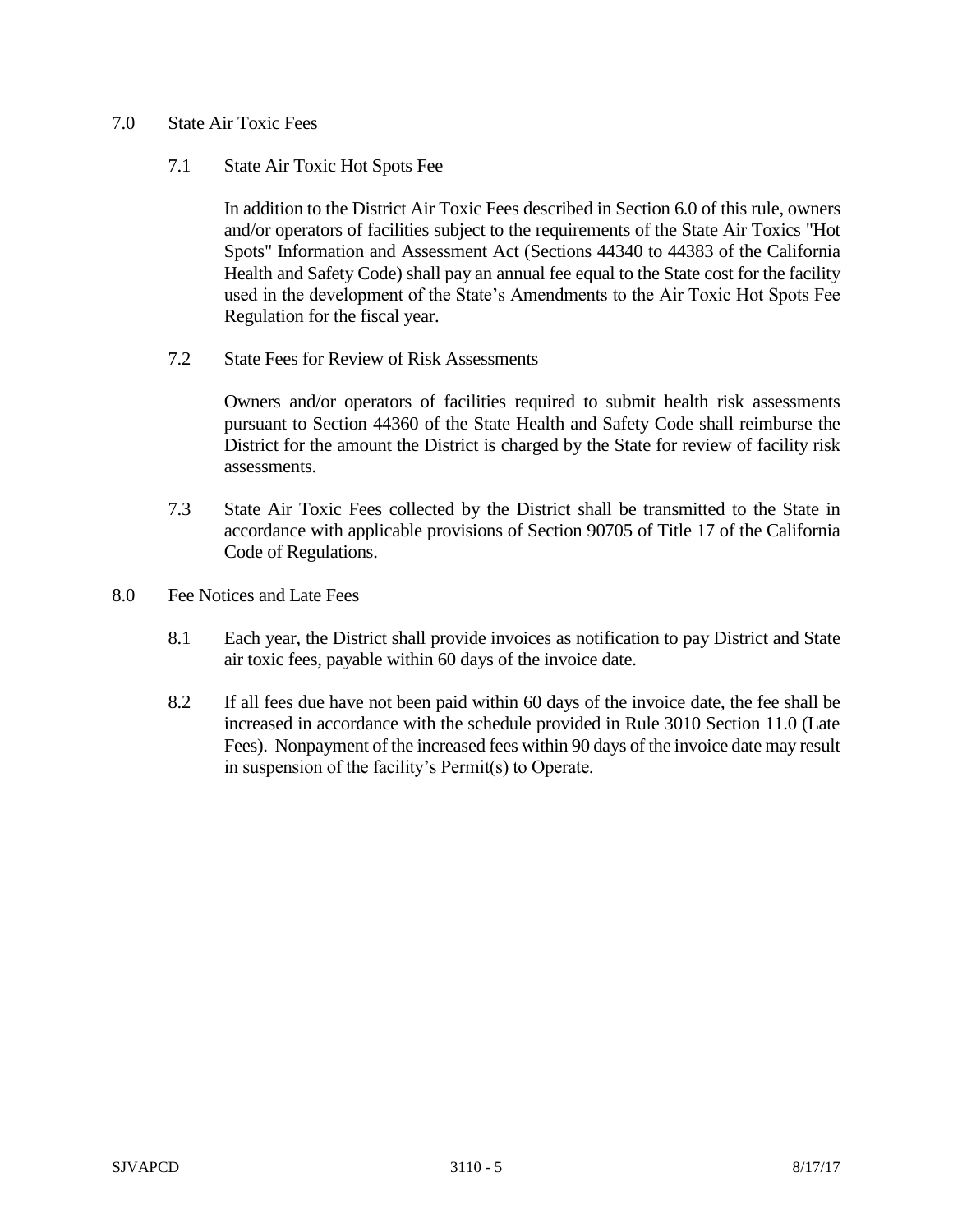## 7.0 State Air Toxic Fees

### 7.1 State Air Toxic Hot Spots Fee

In addition to the District Air Toxic Fees described in Section 6.0 of this rule, owners and/or operators of facilities subject to the requirements of the State Air Toxics "Hot Spots" Information and Assessment Act (Sections 44340 to 44383 of the California Health and Safety Code) shall pay an annual fee equal to the State cost for the facility used in the development of the State's Amendments to the Air Toxic Hot Spots Fee Regulation for the fiscal year.

### 7.2 State Fees for Review of Risk Assessments

Owners and/or operators of facilities required to submit health risk assessments pursuant to Section 44360 of the State Health and Safety Code shall reimburse the District for the amount the District is charged by the State for review of facility risk assessments.

7.3 State Air Toxic Fees collected by the District shall be transmitted to the State in accordance with applicable provisions of Section 90705 of Title 17 of the California Code of Regulations.

## 8.0 Fee Notices and Late Fees

8.1 Each year, the District shall provide invoices as notification to pay District and State air toxic fees, payable within 60 days of the invoice date.

8.2 If all fees due have not been paid within 60 days of the invoice date, the fee shall be increased in accordance with the schedule provided in Rule 3010 Section 11.0 (Late Fees). Nonpayment of the increased fees within 90 days of the invoice date may result in suspension of the facility's Permit(s) to Operate.